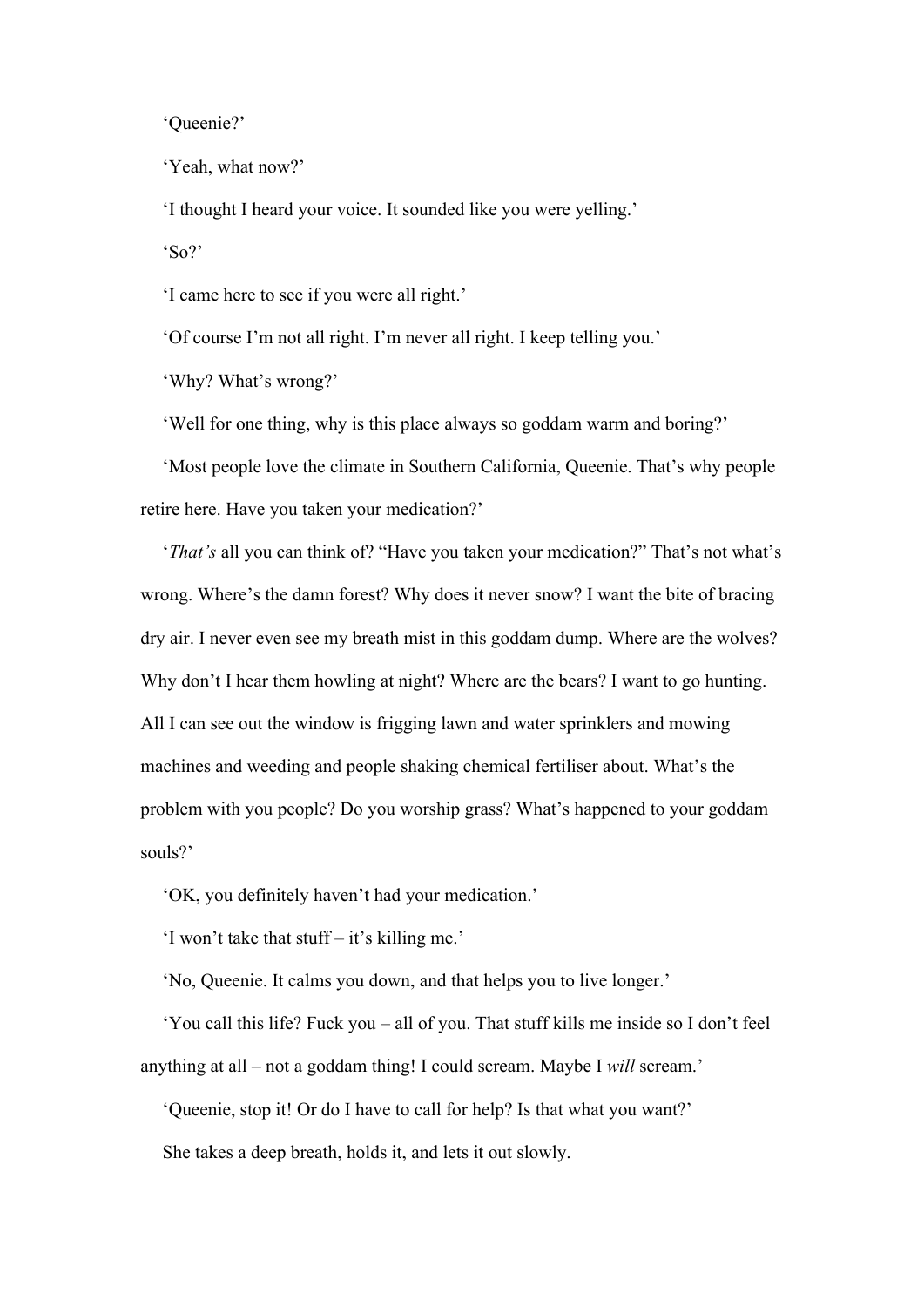‘Queenie?’

‘Yeah, what now?’

‘I thought I heard your voice. It sounded like you were yelling.’

‘So?’

‘I came here to see if you were all right.’

‘Of course I’m not all right. I’m never all right. I keep telling you.’

‘Why? What’s wrong?’

‘Well for one thing, why is this place always so goddam warm and boring?’

‘Most people love the climate in Southern California, Queenie. That’s why people retire here. Have you taken your medication?’

‘*That’s* all you can think of? “Have you taken your medication?” That’s not what’s wrong. Where’s the damn forest? Why does it never snow? I want the bite of bracing dry air. I never even see my breath mist in this goddam dump. Where are the wolves? Why don’t I hear them howling at night? Where are the bears? I want to go hunting. All I can see out the window is frigging lawn and water sprinklers and mowing machines and weeding and people shaking chemical fertiliser about. What’s the problem with you people? Do you worship grass? What’s happened to your goddam souls?’

‘OK, you definitely haven’t had your medication.’

‘I won’t take that stuff – it’s killing me.’

‘No, Queenie. It calms you down, and that helps you to live longer.’

‘You call this life? Fuck you – all of you. That stuff kills me inside so I don’t feel anything at all – not a goddam thing! I could scream. Maybe I *will* scream.’

‘Queenie, stop it! Or do I have to call for help? Is that what you want?’

She takes a deep breath, holds it, and lets it out slowly.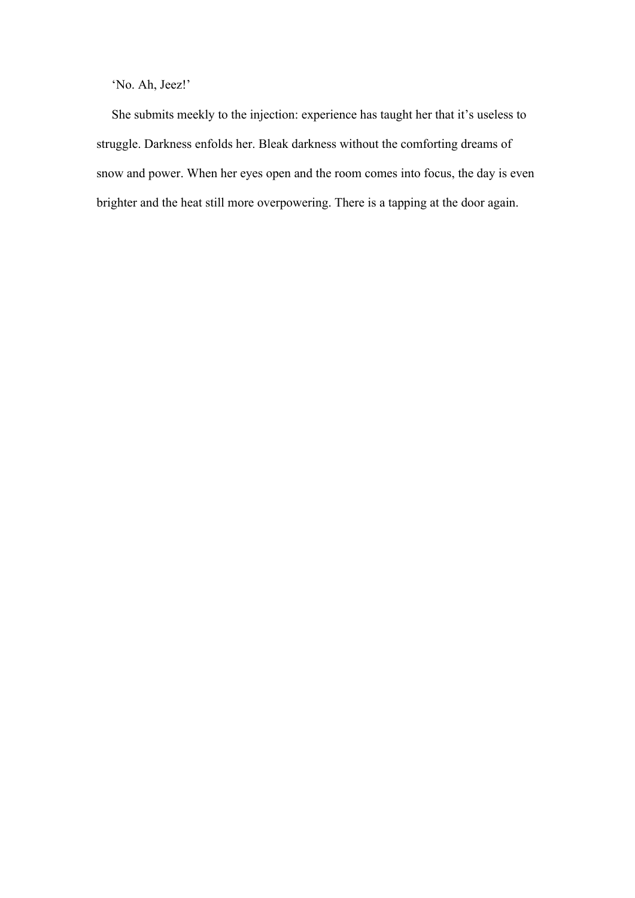'No. Ah, Jeez!'

She submits meekly to the injection: experience has taught her that it's useless to struggle. Darkness enfolds her. Bleak darkness without the comforting dreams of snow and power. When her eyes open and the room comes into focus, the day is even brighter and the heat still more overpowering. There is a tapping at the door again.